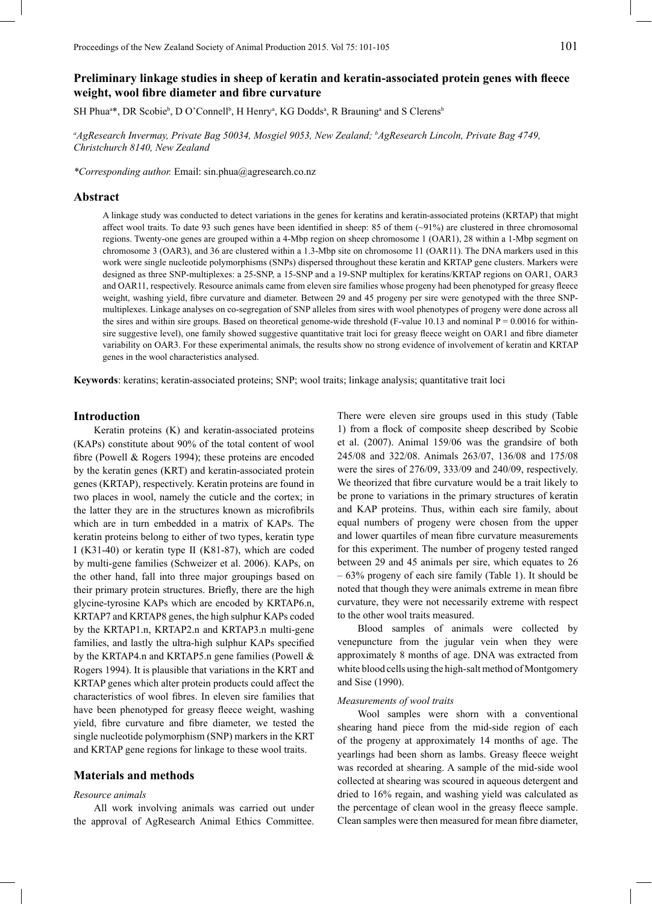# Preliminary linkage studies in sheep of keratin and keratin-associated protein genes with fleece weight, wool fibre diameter and fibre curvature

SH Phua[a]*, DR Scobie[b], D O'Connell[b], H Henry[a], KG Dodds[a], R Brauning[a] and S Clerens[b]

[a]*AgResearch Invermay, Private Bag 50034, Mosgiel 9053, New Zealand;* [b]*AgResearch Lincoln, Private Bag 4749, Christchurch 8140, New Zealand*

**Corresponding author.* Email: sin.phua@agresearch.co.nz

## Abstract

A linkage study was conducted to detect variations in the genes for keratins and keratin-associated proteins (KRTAP) that might affect wool traits. To date 93 such genes have been identified in sheep: 85 of them (~91%) are clustered in three chromosomal regions. Twenty-one genes are grouped within a 4-Mbp region on sheep chromosome 1 (OAR1), 28 within a 1-Mbp segment on chromosome 3 (OAR3), and 36 are clustered within a 1.3-Mbp site on chromosome 11 (OAR11). The DNA markers used in this work were single nucleotide polymorphisms (SNPs) dispersed throughout these keratin and KRTAP gene clusters. Markers were designed as three SNP-multiplexes: a 25-SNP, a 15-SNP and a 19-SNP multiplex for keratins/KRTAP regions on OAR1, OAR3 and OAR11, respectively. Resource animals came from eleven sire families whose progeny had been phenotyped for greasy fleece weight, washing yield, fibre curvature and diameter. Between 29 and 45 progeny per sire were genotyped with the three SNP-multiplexes. Linkage analyses on co-segregation of SNP alleles from sires with wool phenotypes of progeny were done across all the sires and within sire groups. Based on theoretical genome-wide threshold (F-value 10.13 and nominal $P = 0.0016$ for within-sire suggestive level), one family showed suggestive quantitative trait loci for greasy fleece weight on OAR1 and fibre diameter variability on OAR3. For these experimental animals, the results show no strong evidence of involvement of keratin and KRTAP genes in the wool characteristics analysed.

**Keywords**: keratins; keratin-associated proteins; SNP; wool traits; linkage analysis; quantitative trait loci

## Introduction

Keratin proteins (K) and keratin-associated proteins (KAPs) constitute about 90% of the total content of wool fibre (Powell & Rogers 1994); these proteins are encoded by the keratin genes (KRT) and keratin-associated protein genes (KRTAP), respectively. Keratin proteins are found in two places in wool, namely the cuticle and the cortex; in the latter they are in the structures known as microfibrils which are in turn embedded in a matrix of KAPs. The keratin proteins belong to either of two types, keratin type I (K31-40) or keratin type II (K81-87), which are coded by multi-gene families (Schweizer et al. 2006). KAPs, on the other hand, fall into three major groupings based on their primary protein structures. Briefly, there are the high glycine-tyrosine KAPs which are encoded by KRTAP6.n, KRTAP7 and KRTAP8 genes, the high sulphur KAPs coded by the KRTAP1.n, KRTAP2.n and KRTAP3.n multi-gene families, and lastly the ultra-high sulphur KAPs specified by the KRTAP4.n and KRTAP5.n gene families (Powell & Rogers 1994). It is plausible that variations in the KRT and KRTAP genes which alter protein products could affect the characteristics of wool fibres. In eleven sire families that have been phenotyped for greasy fleece weight, washing yield, fibre curvature and fibre diameter, we tested the single nucleotide polymorphism (SNP) markers in the KRT and KRTAP gene regions for linkage to these wool traits.

## Materials and methods

### *Resource animals*

All work involving animals was carried out under the approval of AgResearch Animal Ethics Committee. There were eleven sire groups used in this study (Table 1) from a flock of composite sheep described by Scobie et al. (2007). Animal 159/06 was the grandsire of both 245/08 and 322/08. Animals 263/07, 136/08 and 175/08 were the sires of 276/09, 333/09 and 240/09, respectively. We theorized that fibre curvature would be a trait likely to be prone to variations in the primary structures of keratin and KAP proteins. Thus, within each sire family, about equal numbers of progeny were chosen from the upper and lower quartiles of mean fibre curvature measurements for this experiment. The number of progeny tested ranged between 29 and 45 animals per sire, which equates to 26 – 63% progeny of each sire family (Table 1). It should be noted that though they were animals extreme in mean fibre curvature, they were not necessarily extreme with respect to the other wool traits measured.

Blood samples of animals were collected by venepuncture from the jugular vein when they were approximately 8 months of age. DNA was extracted from white blood cells using the high-salt method of Montgomery and Sise (1990).

### *Measurements of wool traits*

Wool samples were shorn with a conventional shearing hand piece from the mid-side region of each of the progeny at approximately 14 months of age. The yearlings had been shorn as lambs. Greasy fleece weight was recorded at shearing. A sample of the mid-side wool collected at shearing was scoured in aqueous detergent and dried to 16% regain, and washing yield was calculated as the percentage of clean wool in the greasy fleece sample. Clean samples were then measured for mean fibre diameter,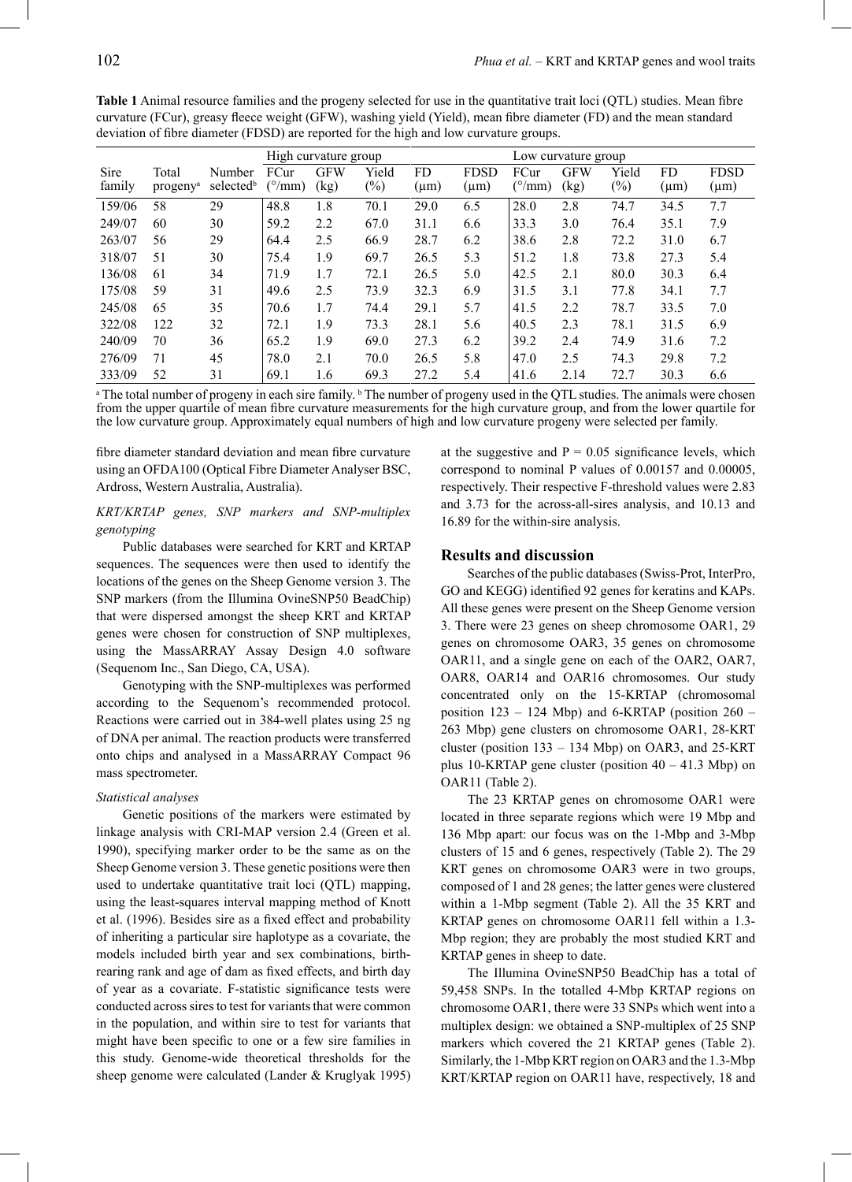**Table 1** Animal resource families and the progeny selected for use in the quantitative trait loci (QTL) studies. Mean fibre curvature (FCur), greasy fleece weight (GFW), washing yield (Yield), mean fibre diameter (FD) and the mean standard deviation of fibre diameter (FDSD) are reported for the high and low curvature groups.

| | | | High curvature group | | | | | Low curvature group | | | | |
|---|---|---|---|---|---|---|---|---|---|---|---|---|
| Sire family | Total progeny[a] | Number selected[b] | FCur (°/mm) | GFW (kg) | Yield (%) | FD (μm) | FDSD (μm) | FCur (°/mm) | GFW (kg) | Yield (%) | FD (μm) | FDSD (μm) |
| 159/06 | 58 | 29 | 48.8 | 1.8 | 70.1 | 29.0 | 6.5 | 28.0 | 2.8 | 74.7 | 34.5 | 7.7 |
| 249/07 | 60 | 30 | 59.2 | 2.2 | 67.0 | 31.1 | 6.6 | 33.3 | 3.0 | 76.4 | 35.1 | 7.9 |
| 263/07 | 56 | 29 | 64.4 | 2.5 | 66.9 | 28.7 | 6.2 | 38.6 | 2.8 | 72.2 | 31.0 | 6.7 |
| 318/07 | 51 | 30 | 75.4 | 1.9 | 69.7 | 26.5 | 5.3 | 51.2 | 1.8 | 73.8 | 27.3 | 5.4 |
| 136/08 | 61 | 34 | 71.9 | 1.7 | 72.1 | 26.5 | 5.0 | 42.5 | 2.1 | 80.0 | 30.3 | 6.4 |
| 175/08 | 59 | 31 | 49.6 | 2.5 | 73.9 | 32.3 | 6.9 | 31.5 | 3.1 | 77.8 | 34.1 | 7.7 |
| 245/08 | 65 | 35 | 70.6 | 1.7 | 74.4 | 29.1 | 5.7 | 41.5 | 2.2 | 78.7 | 33.5 | 7.0 |
| 322/08 | 122 | 32 | 72.1 | 1.9 | 73.3 | 28.1 | 5.6 | 40.5 | 2.3 | 78.1 | 31.5 | 6.9 |
| 240/09 | 70 | 36 | 65.2 | 1.9 | 69.0 | 27.3 | 6.2 | 39.2 | 2.4 | 74.9 | 31.6 | 7.2 |
| 276/09 | 71 | 45 | 78.0 | 2.1 | 70.0 | 26.5 | 5.8 | 47.0 | 2.5 | 74.3 | 29.8 | 7.2 |
| 333/09 | 52 | 31 | 69.1 | 1.6 | 69.3 | 27.2 | 5.4 | 41.6 | 2.14 | 72.7 | 30.3 | 6.6 |

[a] The total number of progeny in each sire family. [b] The number of progeny used in the QTL studies. The animals were chosen from the upper quartile of mean fibre curvature measurements for the high curvature group, and from the lower quartile for the low curvature group. Approximately equal numbers of high and low curvature progeny were selected per family.

fibre diameter standard deviation and mean fibre curvature using an OFDA100 (Optical Fibre Diameter Analyser BSC, Ardross, Western Australia, Australia).

*KRT/KRTAP genes, SNP markers and SNP-multiplex genotyping*

Public databases were searched for KRT and KRTAP sequences. The sequences were then used to identify the locations of the genes on the Sheep Genome version 3. The SNP markers (from the Illumina OvineSNP50 BeadChip) that were dispersed amongst the sheep KRT and KRTAP genes were chosen for construction of SNP multiplexes, using the MassARRAY Assay Design 4.0 software (Sequenom Inc., San Diego, CA, USA).

Genotyping with the SNP-multiplexes was performed according to the Sequenom's recommended protocol. Reactions were carried out in 384-well plates using 25 ng of DNA per animal. The reaction products were transferred onto chips and analysed in a MassARRAY Compact 96 mass spectrometer.

*Statistical analyses*

Genetic positions of the markers were estimated by linkage analysis with CRI-MAP version 2.4 (Green et al. 1990), specifying marker order to be the same as on the Sheep Genome version 3. These genetic positions were then used to undertake quantitative trait loci (QTL) mapping, using the least-squares interval mapping method of Knott et al. (1996). Besides sire as a fixed effect and probability of inheriting a particular sire haplotype as a covariate, the models included birth year and sex combinations, birth-rearing rank and age of dam as fixed effects, and birth day of year as a covariate. F-statistic significance tests were conducted across sires to test for variants that were common in the population, and within sire to test for variants that might have been specific to one or a few sire families in this study. Genome-wide theoretical thresholds for the sheep genome were calculated (Lander & Kruglyak 1995) at the suggestive and P = 0.05 significance levels, which correspond to nominal P values of 0.00157 and 0.00005, respectively. Their respective F-threshold values were 2.83 and 3.73 for the across-all-sires analysis, and 10.13 and 16.89 for the within-sire analysis.

## Results and discussion

Searches of the public databases (Swiss-Prot, InterPro, GO and KEGG) identified 92 genes for keratins and KAPs. All these genes were present on the Sheep Genome version 3. There were 23 genes on sheep chromosome OAR1, 29 genes on chromosome OAR3, 35 genes on chromosome OAR11, and a single gene on each of the OAR2, OAR7, OAR8, OAR14 and OAR16 chromosomes. Our study concentrated only on the 15-KRTAP (chromosomal position 123 – 124 Mbp) and 6-KRTAP (position 260 – 263 Mbp) gene clusters on chromosome OAR1, 28-KRT cluster (position 133 – 134 Mbp) on OAR3, and 25-KRT plus 10-KRTAP gene cluster (position 40 – 41.3 Mbp) on OAR11 (Table 2).

The 23 KRTAP genes on chromosome OAR1 were located in three separate regions which were 19 Mbp and 136 Mbp apart: our focus was on the 1-Mbp and 3-Mbp clusters of 15 and 6 genes, respectively (Table 2). The 29 KRT genes on chromosome OAR3 were in two groups, composed of 1 and 28 genes; the latter genes were clustered within a 1-Mbp segment (Table 2). All the 35 KRT and KRTAP genes on chromosome OAR11 fell within a 1.3-Mbp region; they are probably the most studied KRT and KRTAP genes in sheep to date.

The Illumina OvineSNP50 BeadChip has a total of 59,458 SNPs. In the totalled 4-Mbp KRTAP regions on chromosome OAR1, there were 33 SNPs which went into a multiplex design: we obtained a SNP-multiplex of 25 SNP markers which covered the 21 KRTAP genes (Table 2). Similarly, the 1-Mbp KRT region on OAR3 and the 1.3-Mbp KRT/KRTAP region on OAR11 have, respectively, 18 and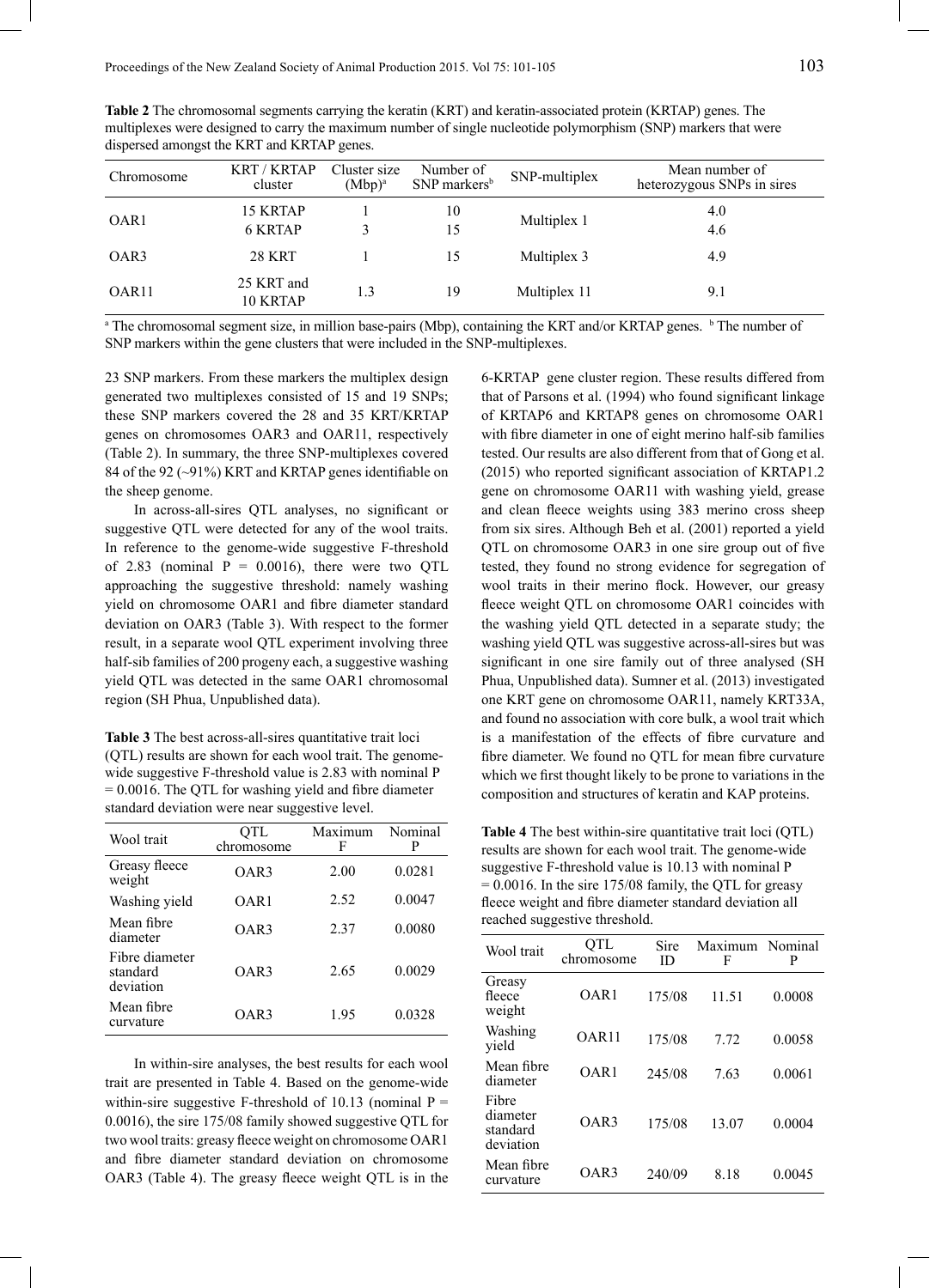**Table 2** The chromosomal segments carrying the keratin (KRT) and keratin-associated protein (KRTAP) genes. The multiplexes were designed to carry the maximum number of single nucleotide polymorphism (SNP) markers that were dispersed amongst the KRT and KRTAP genes.

| Chromosome | KRT / KRTAP cluster | Cluster size (Mbp)[a] | Number of SNP markers[b] | SNP-multiplex | Mean number of heterozygous SNPs in sires |
|---|---|---|---|---|---|
| OAR1 | 15 KRTAP | 1 | 10 | Multiplex 1 | 4.0 |
| | 6 KRTAP | 3 | 15 | | 4.6 |
| OAR3 | 28 KRT | 1 | 15 | Multiplex 3 | 4.9 |
| OAR11 | 25 KRT and 10 KRTAP | 1.3 | 19 | Multiplex 11 | 9.1 |

[a] The chromosomal segment size, in million base-pairs (Mbp), containing the KRT and/or KRTAP genes. [b] The number of SNP markers within the gene clusters that were included in the SNP-multiplexes.

23 SNP markers. From these markers the multiplex design generated two multiplexes consisted of 15 and 19 SNPs; these SNP markers covered the 28 and 35 KRT/KRTAP genes on chromosomes OAR3 and OAR11, respectively (Table 2). In summary, the three SNP-multiplexes covered 84 of the 92 (~91%) KRT and KRTAP genes identifiable on the sheep genome.

In across-all-sires QTL analyses, no significant or suggestive QTL were detected for any of the wool traits. In reference to the genome-wide suggestive F-threshold of 2.83 (nominal P = 0.0016), there were two QTL approaching the suggestive threshold: namely washing yield on chromosome OAR1 and fibre diameter standard deviation on OAR3 (Table 3). With respect to the former result, in a separate wool QTL experiment involving three half-sib families of 200 progeny each, a suggestive washing yield QTL was detected in the same OAR1 chromosomal region (SH Phua, Unpublished data).

**Table 3** The best across-all-sires quantitative trait loci (QTL) results are shown for each wool trait. The genome-wide suggestive F-threshold value is 2.83 with nominal P = 0.0016. The QTL for washing yield and fibre diameter standard deviation were near suggestive level.

| Wool trait | QTL chromosome | Maximum F | Nominal P |
|---|---|---|---|
| Greasy fleece weight | OAR3 | 2.00 | 0.0281 |
| Washing yield | OAR1 | 2.52 | 0.0047 |
| Mean fibre diameter | OAR3 | 2.37 | 0.0080 |
| Fibre diameter standard deviation | OAR3 | 2.65 | 0.0029 |
| Mean fibre curvature | OAR3 | 1.95 | 0.0328 |

In within-sire analyses, the best results for each wool trait are presented in Table 4. Based on the genome-wide within-sire suggestive F-threshold of 10.13 (nominal P = 0.0016), the sire 175/08 family showed suggestive QTL for two wool traits: greasy fleece weight on chromosome OAR1 and fibre diameter standard deviation on chromosome OAR3 (Table 4). The greasy fleece weight QTL is in the 6-KRTAP gene cluster region. These results differed from that of Parsons et al. (1994) who found significant linkage of KRTAP6 and KRTAP8 genes on chromosome OAR1 with fibre diameter in one of eight merino half-sib families tested. Our results are also different from that of Gong et al. (2015) who reported significant association of KRTAP1.2 gene on chromosome OAR11 with washing yield, grease and clean fleece weights using 383 merino cross sheep from six sires. Although Beh et al. (2001) reported a yield QTL on chromosome OAR3 in one sire group out of five tested, they found no strong evidence for segregation of wool traits in their merino flock. However, our greasy fleece weight QTL on chromosome OAR1 coincides with the washing yield QTL detected in a separate study; the washing yield QTL was suggestive across-all-sires but was significant in one sire family out of three analysed (SH Phua, Unpublished data). Sumner et al. (2013) investigated one KRT gene on chromosome OAR11, namely KRT33A, and found no association with core bulk, a wool trait which is a manifestation of the effects of fibre curvature and fibre diameter. We found no QTL for mean fibre curvature which we first thought likely to be prone to variations in the composition and structures of keratin and KAP proteins.

**Table 4** The best within-sire quantitative trait loci (QTL) results are shown for each wool trait. The genome-wide suggestive F-threshold value is 10.13 with nominal P = 0.0016. In the sire 175/08 family, the QTL for greasy fleece weight and fibre diameter standard deviation all reached suggestive threshold.

| Wool trait | QTL chromosome | Sire ID | Maximum F | Nominal P |
|---|---|---|---|---|
| Greasy fleece weight | OAR1 | 175/08 | 11.51 | 0.0008 |
| Washing yield | OAR11 | 175/08 | 7.72 | 0.0058 |
| Mean fibre diameter | OAR1 | 245/08 | 7.63 | 0.0061 |
| Fibre diameter standard deviation | OAR3 | 175/08 | 13.07 | 0.0004 |
| Mean fibre curvature | OAR3 | 240/09 | 8.18 | 0.0045 |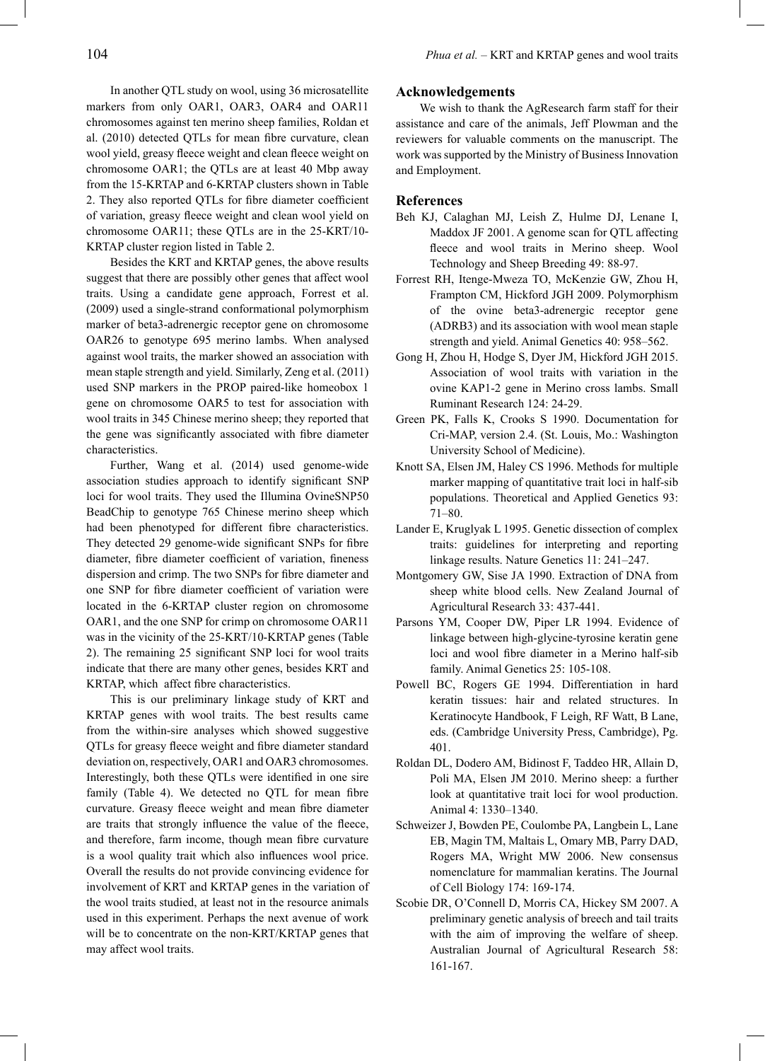In another QTL study on wool, using 36 microsatellite markers from only OAR1, OAR3, OAR4 and OAR11 chromosomes against ten merino sheep families, Roldan et al. (2010) detected QTLs for mean fibre curvature, clean wool yield, greasy fleece weight and clean fleece weight on chromosome OAR1; the QTLs are at least 40 Mbp away from the 15-KRTAP and 6-KRTAP clusters shown in Table 2. They also reported QTLs for fibre diameter coefficient of variation, greasy fleece weight and clean wool yield on chromosome OAR11; these QTLs are in the 25-KRT/10-KRTAP cluster region listed in Table 2.

Besides the KRT and KRTAP genes, the above results suggest that there are possibly other genes that affect wool traits. Using a candidate gene approach, Forrest et al. (2009) used a single-strand conformational polymorphism marker of beta3-adrenergic receptor gene on chromosome OAR26 to genotype 695 merino lambs. When analysed against wool traits, the marker showed an association with mean staple strength and yield. Similarly, Zeng et al. (2011) used SNP markers in the PROP paired-like homeobox 1 gene on chromosome OAR5 to test for association with wool traits in 345 Chinese merino sheep; they reported that the gene was significantly associated with fibre diameter characteristics.

Further, Wang et al. (2014) used genome-wide association studies approach to identify significant SNP loci for wool traits. They used the Illumina OvineSNP50 BeadChip to genotype 765 Chinese merino sheep which had been phenotyped for different fibre characteristics. They detected 29 genome-wide significant SNPs for fibre diameter, fibre diameter coefficient of variation, fineness dispersion and crimp. The two SNPs for fibre diameter and one SNP for fibre diameter coefficient of variation were located in the 6-KRTAP cluster region on chromosome OAR1, and the one SNP for crimp on chromosome OAR11 was in the vicinity of the 25-KRT/10-KRTAP genes (Table 2). The remaining 25 significant SNP loci for wool traits indicate that there are many other genes, besides KRT and KRTAP, which affect fibre characteristics.

This is our preliminary linkage study of KRT and KRTAP genes with wool traits. The best results came from the within-sire analyses which showed suggestive QTLs for greasy fleece weight and fibre diameter standard deviation on, respectively, OAR1 and OAR3 chromosomes. Interestingly, both these QTLs were identified in one sire family (Table 4). We detected no QTL for mean fibre curvature. Greasy fleece weight and mean fibre diameter are traits that strongly influence the value of the fleece, and therefore, farm income, though mean fibre curvature is a wool quality trait which also influences wool price. Overall the results do not provide convincing evidence for involvement of KRT and KRTAP genes in the variation of the wool traits studied, at least not in the resource animals used in this experiment. Perhaps the next avenue of work will be to concentrate on the non-KRT/KRTAP genes that may affect wool traits.

## Acknowledgements

We wish to thank the AgResearch farm staff for their assistance and care of the animals, Jeff Plowman and the reviewers for valuable comments on the manuscript. The work was supported by the Ministry of Business Innovation and Employment.

## References

Beh KJ, Calaghan MJ, Leish Z, Hulme DJ, Lenane I, Maddox JF 2001. A genome scan for QTL affecting fleece and wool traits in Merino sheep. Wool Technology and Sheep Breeding 49: 88-97.

Forrest RH, Itenge-Mweza TO, McKenzie GW, Zhou H, Frampton CM, Hickford JGH 2009. Polymorphism of the ovine beta3-adrenergic receptor gene (ADRB3) and its association with wool mean staple strength and yield. Animal Genetics 40: 958–562.

Gong H, Zhou H, Hodge S, Dyer JM, Hickford JGH 2015. Association of wool traits with variation in the ovine KAP1-2 gene in Merino cross lambs. Small Ruminant Research 124: 24-29.

Green PK, Falls K, Crooks S 1990. Documentation for Cri-MAP, version 2.4. (St. Louis, Mo.: Washington University School of Medicine).

Knott SA, Elsen JM, Haley CS 1996. Methods for multiple marker mapping of quantitative trait loci in half-sib populations. Theoretical and Applied Genetics 93: 71–80.

Lander E, Kruglyak L 1995. Genetic dissection of complex traits: guidelines for interpreting and reporting linkage results. Nature Genetics 11: 241–247.

Montgomery GW, Sise JA 1990. Extraction of DNA from sheep white blood cells. New Zealand Journal of Agricultural Research 33: 437-441.

Parsons YM, Cooper DW, Piper LR 1994. Evidence of linkage between high-glycine-tyrosine keratin gene loci and wool fibre diameter in a Merino half-sib family. Animal Genetics 25: 105-108.

Powell BC, Rogers GE 1994. Differentiation in hard keratin tissues: hair and related structures. In Keratinocyte Handbook, F Leigh, RF Watt, B Lane, eds. (Cambridge University Press, Cambridge), Pg. 401.

Roldan DL, Dodero AM, Bidinost F, Taddeo HR, Allain D, Poli MA, Elsen JM 2010. Merino sheep: a further look at quantitative trait loci for wool production. Animal 4: 1330–1340.

Schweizer J, Bowden PE, Coulombe PA, Langbein L, Lane EB, Magin TM, Maltais L, Omary MB, Parry DAD, Rogers MA, Wright MW 2006. New consensus nomenclature for mammalian keratins. The Journal of Cell Biology 174: 169-174.

Scobie DR, O'Connell D, Morris CA, Hickey SM 2007. A preliminary genetic analysis of breech and tail traits with the aim of improving the welfare of sheep. Australian Journal of Agricultural Research 58: 161-167.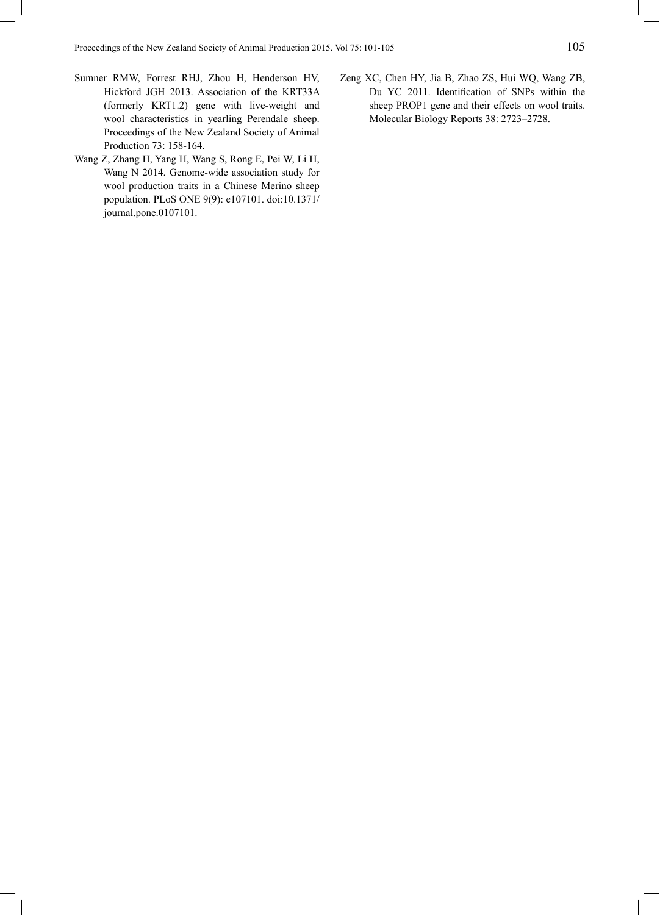Sumner RMW, Forrest RHJ, Zhou H, Henderson HV, Hickford JGH 2013. Association of the KRT33A (formerly KRT1.2) gene with live-weight and wool characteristics in yearling Perendale sheep. Proceedings of the New Zealand Society of Animal Production 73: 158-164.

Wang Z, Zhang H, Yang H, Wang S, Rong E, Pei W, Li H, Wang N 2014. Genome-wide association study for wool production traits in a Chinese Merino sheep population. PLoS ONE 9(9): e107101. doi:10.1371/journal.pone.0107101.

Zeng XC, Chen HY, Jia B, Zhao ZS, Hui WQ, Wang ZB, Du YC 2011. Identification of SNPs within the sheep PROP1 gene and their effects on wool traits. Molecular Biology Reports 38: 2723–2728.